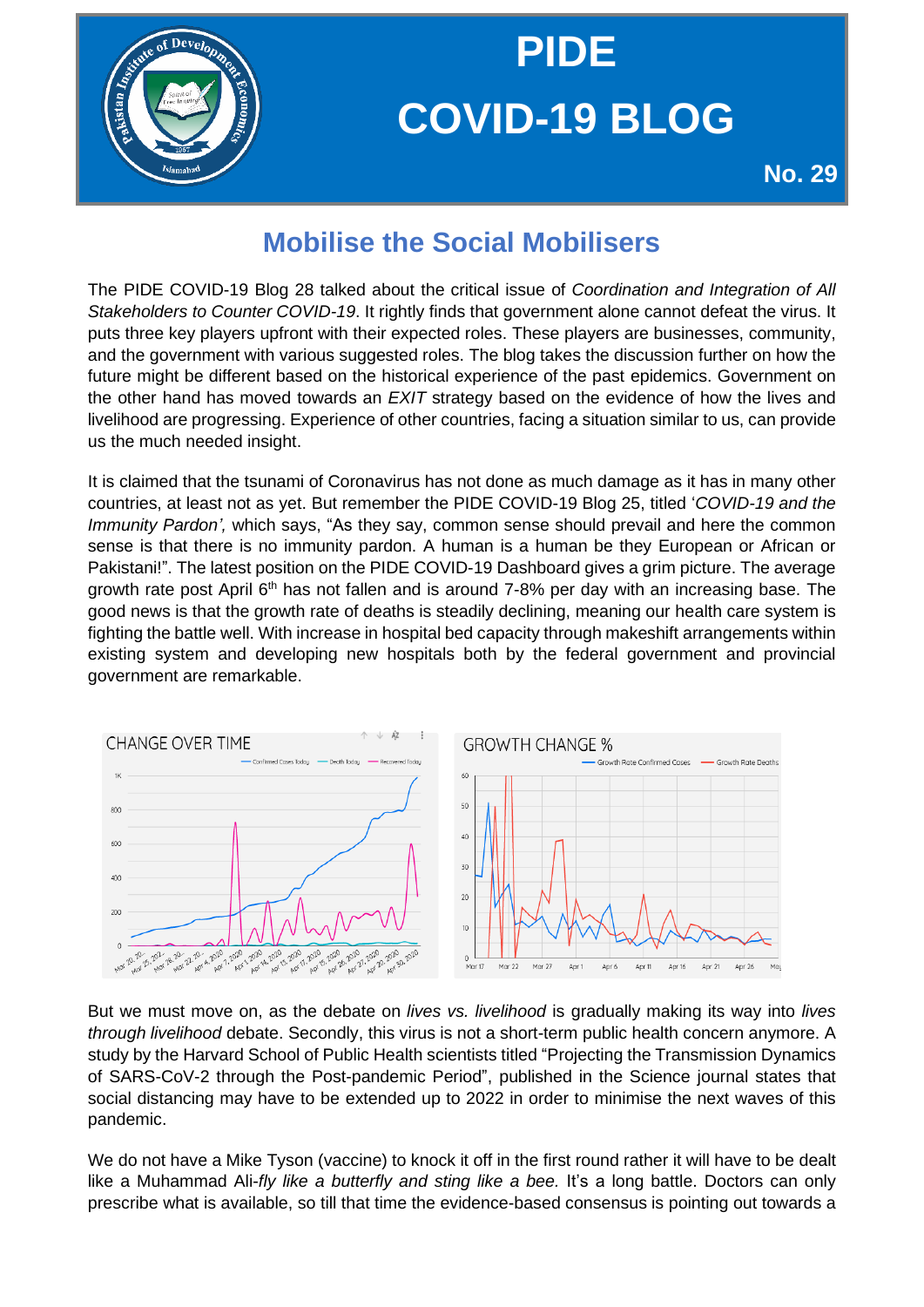# PIDE COVID-19 BLOG

**No. 29**

## Mobilise the Social Mobilisers

The PIDE COVID-19 Blog 28 talked about the critical issue of *Coordination and Integration of All Stakeholders to Counter COVID-19*. It rightly finds that government alone cannot defeat the virus. It puts three key players upfront with their expected roles. These players are businesses, community, and the government with various suggested roles. The blog takes the discussion further on how the future might be different based on the historical experience of the past epidemics. Government on the other hand has moved towards an *EXIT* strategy based on the evidence of how the lives and livelihood are progressing. Experience of other countries, facing a situation similar to us, can provide us the much needed insight.

It is claimed that the tsunami of Coronavirus has not done as much damage as it has in many other countries, at least not as yet. But remember the PIDE COVID-19 Blog 25, titled '*COVID-19 and the Immunity Pardon',* which says, "As they say, common sense should prevail and here the common sense is that there is no immunity pardon. A human is a human be they European or African or Pakistani!". The latest position on the PIDE COVID-19 Dashboard gives a grim picture. The average growth rate post April 6th has not fallen and is around 7-8% per day with an increasing base. The good news is that the growth rate of deaths is steadily declining, meaning our health care system is fighting the battle well. With increase in hospital bed capacity through makeshift arrangements within existing system and developing new hospitals both by the federal government and provincial government are remarkable.

CHANGE OVER TIME

GROWTH CHANGE %

But we must move on, as the debate on *lives vs. livelihood* is gradually making its way into *lives through livelihood* debate. Secondly, this virus is not a short-term public health concern anymore. A study by the Harvard School of Public Health scientists titled "Projecting the Transmission Dynamics of SARS-CoV-2 through the Post-pandemic Period", published in the Science journal states that social distancing may have to be extended up to 2022 in order to minimise the next waves of this pandemic.

We do not have a Mike Tyson (vaccine) to knock it off in the first round rather it will have to be dealt like a Muhammad Ali-*fly like a butterfly and sting like a bee.* It's a long battle. Doctors can only prescribe what is available, so till that time the evidence-based consensus is pointing out towards a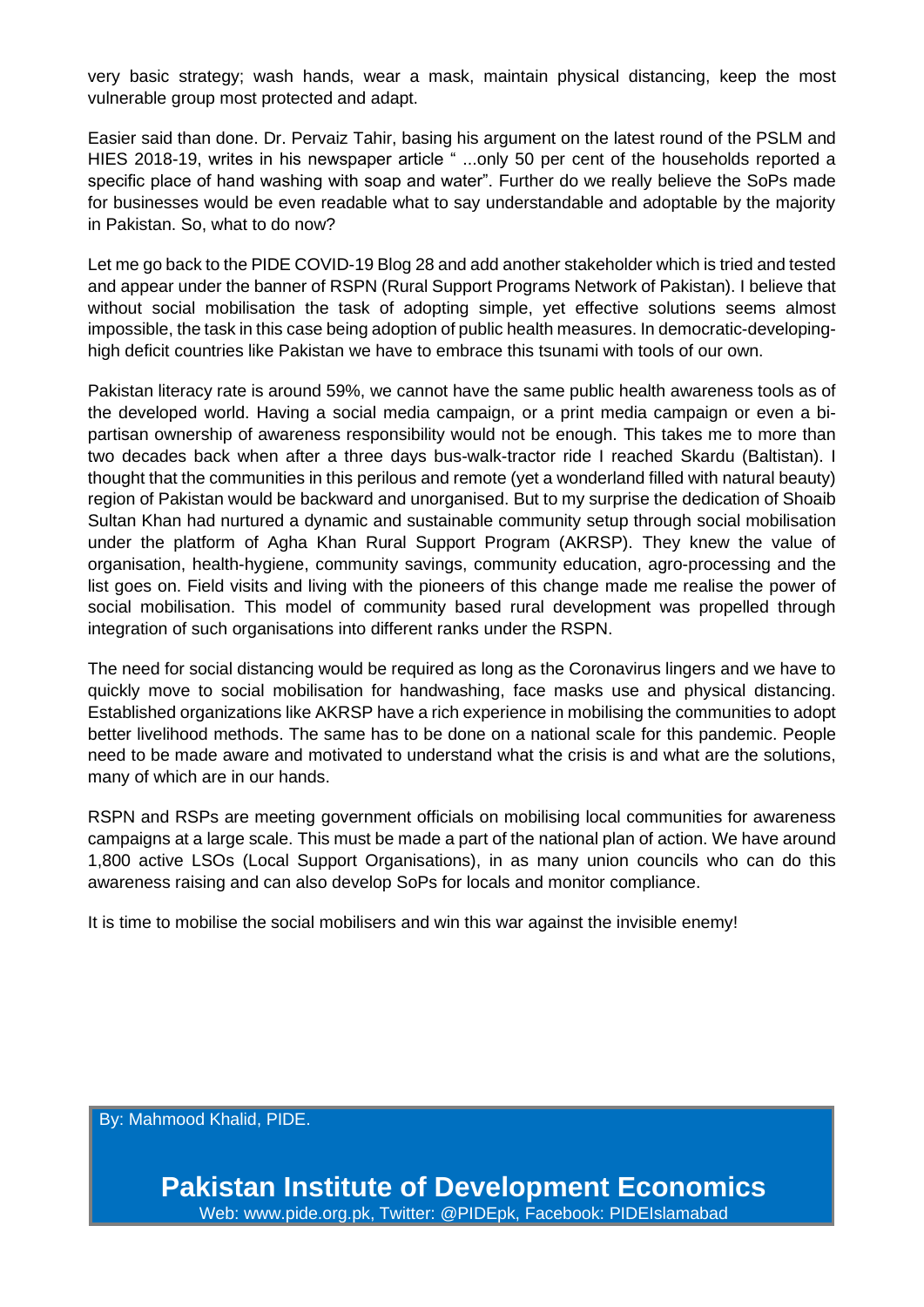very basic strategy; wash hands, wear a mask, maintain physical distancing, keep the most vulnerable group most protected and adapt.

Easier said than done. Dr. Pervaiz Tahir, basing his argument on the latest round of the PSLM and HIES 2018-19, writes in his newspaper article " ...only 50 per cent of the households reported a specific place of hand washing with soap and water". Further do we really believe the SoPs made for businesses would be even readable what to say understandable and adoptable by the majority in Pakistan. So, what to do now?

Let me go back to the PIDE COVID-19 Blog 28 and add another stakeholder which is tried and tested and appear under the banner of RSPN (Rural Support Programs Network of Pakistan). I believe that without social mobilisation the task of adopting simple, yet effective solutions seems almost impossible, the task in this case being adoption of public health measures. In democratic-developing-high deficit countries like Pakistan we have to embrace this tsunami with tools of our own.

Pakistan literacy rate is around 59%, we cannot have the same public health awareness tools as of the developed world. Having a social media campaign, or a print media campaign or even a bi-partisan ownership of awareness responsibility would not be enough. This takes me to more than two decades back when after a three days bus-walk-tractor ride I reached Skardu (Baltistan). I thought that the communities in this perilous and remote (yet a wonderland filled with natural beauty) region of Pakistan would be backward and unorganised. But to my surprise the dedication of Shoaib Sultan Khan had nurtured a dynamic and sustainable community setup through social mobilisation under the platform of Agha Khan Rural Support Program (AKRSP). They knew the value of organisation, health-hygiene, community savings, community education, agro-processing and the list goes on. Field visits and living with the pioneers of this change made me realise the power of social mobilisation. This model of community based rural development was propelled through integration of such organisations into different ranks under the RSPN.

The need for social distancing would be required as long as the Coronavirus lingers and we have to quickly move to social mobilisation for handwashing, face masks use and physical distancing. Established organizations like AKRSP have a rich experience in mobilising the communities to adopt better livelihood methods. The same has to be done on a national scale for this pandemic. People need to be made aware and motivated to understand what the crisis is and what are the solutions, many of which are in our hands.

RSPN and RSPs are meeting government officials on mobilising local communities for awareness campaigns at a large scale. This must be made a part of the national plan of action. We have around 1,800 active LSOs (Local Support Organisations), in as many union councils who can do this awareness raising and can also develop SoPs for locals and monitor compliance.

It is time to mobilise the social mobilisers and win this war against the invisible enemy!

By: Mahmood Khalid, PIDE.

**Pakistan Institute of Development Economics**

Web: www.pide.org.pk, Twitter: @PIDEpk, Facebook: PIDEIslamabad